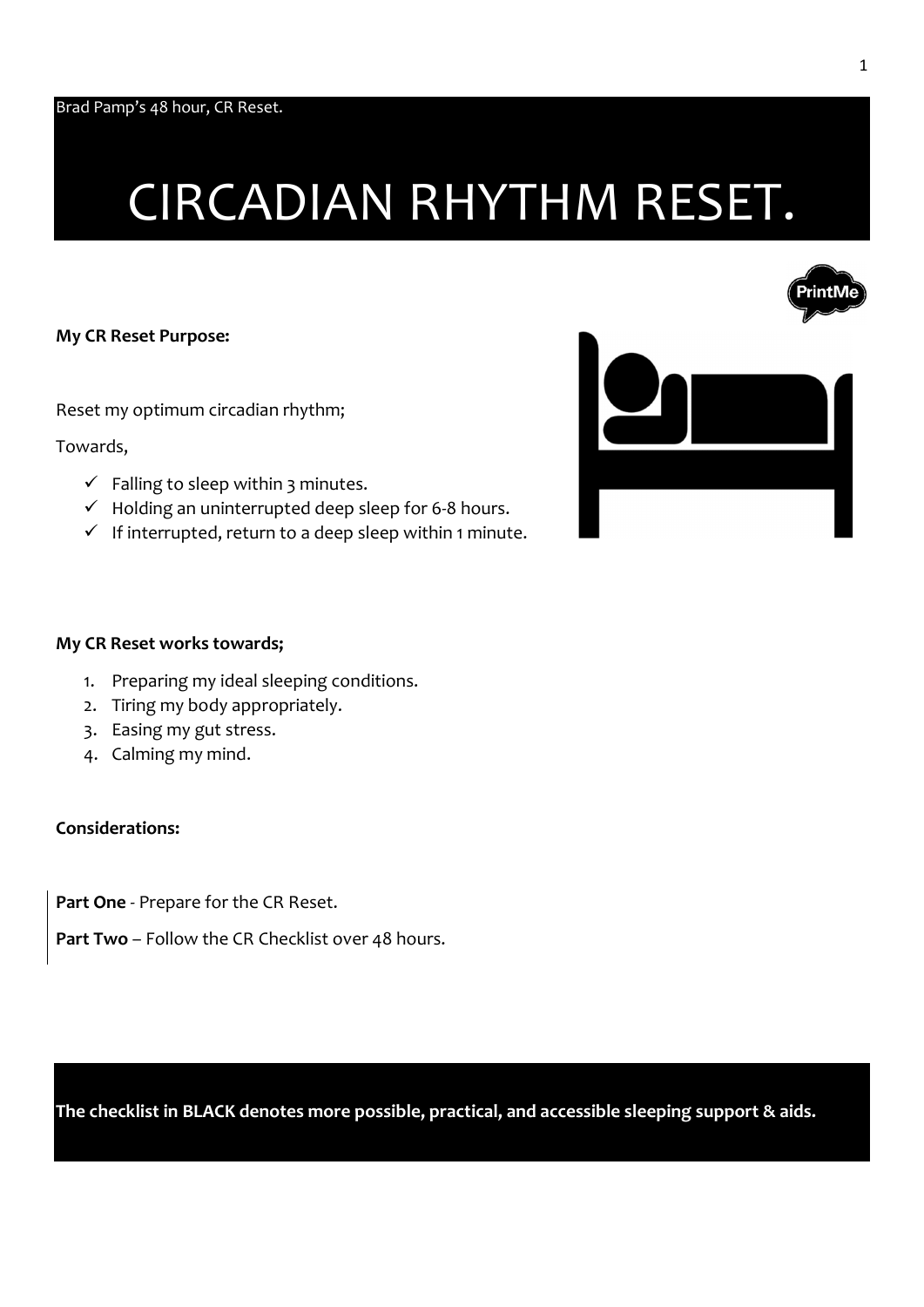Brad Pamp's 48 hour, CR Reset.

# CIRCADIAN RHYTHM RESET.

**My CR Reset Purpose:**

Reset my optimum circadian rhythm;

Towards,

- ✓ Falling to sleep within 3 minutes.
- ✓ Holding an uninterrupted deep sleep for 6-8 hours.
- ✓ If interrupted, return to a deep sleep within 1 minute.

**My CR Reset works towards;**

1. Preparing my ideal sleeping conditions.
2. Tiring my body appropriately.
3. Easing my gut stress.
4. Calming my mind.

**Considerations:**

**Part One** - Prepare for the CR Reset.

**Part Two** – Follow the CR Checklist over 48 hours.

**The checklist in BLACK denotes more possible, practical, and accessible sleeping support & aids.**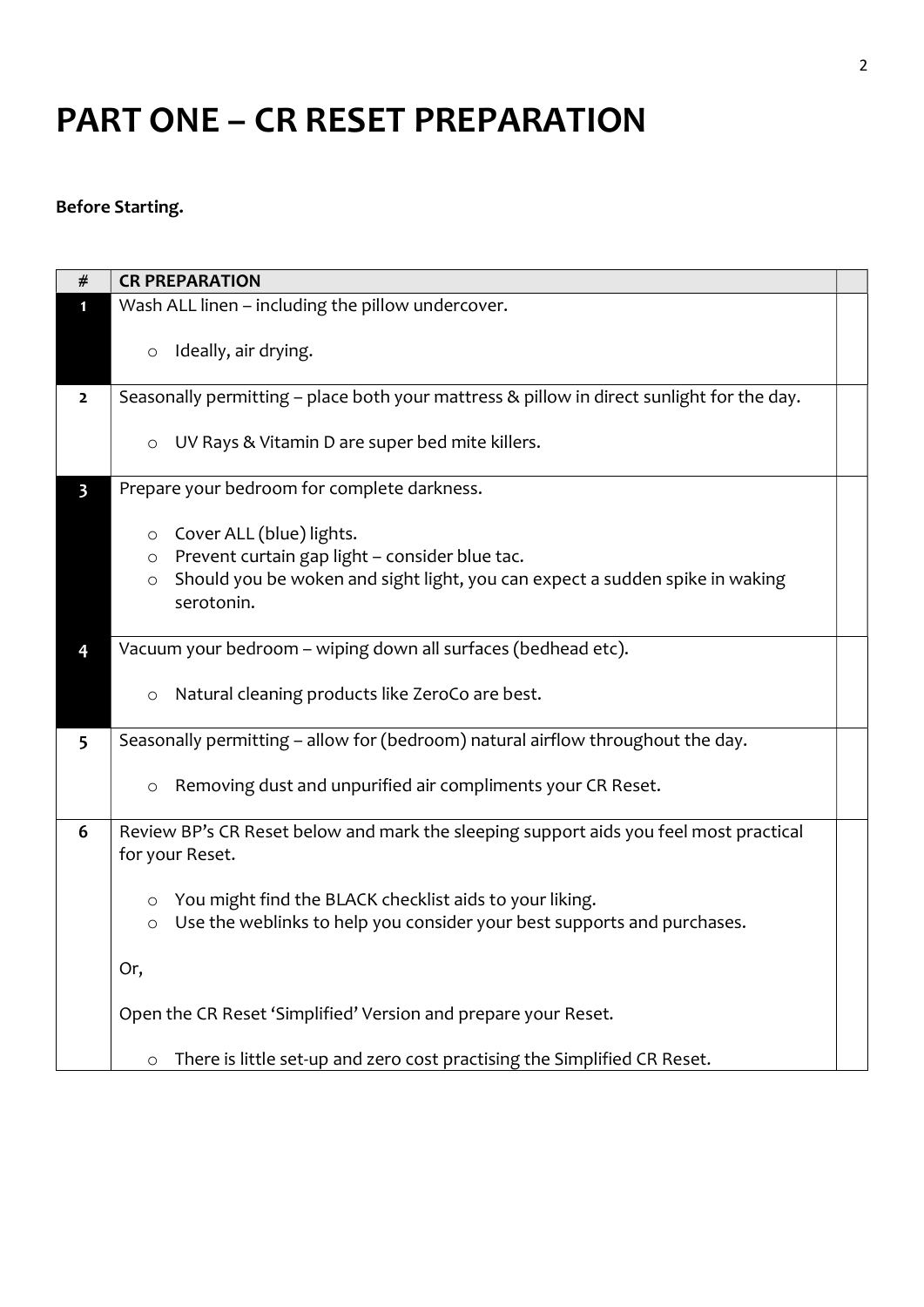# PART ONE – CR RESET PREPARATION

**Before Starting.**

| # | CR PREPARATION | |
|---|---|---|
| 1 | Wash ALL linen – including the pillow undercover.<br><br>○ Ideally, air drying. | |
| 2 | Seasonally permitting – place both your mattress & pillow in direct sunlight for the day.<br><br>○ UV Rays & Vitamin D are super bed mite killers. | |
| 3 | Prepare your bedroom for complete darkness.<br><br>○ Cover ALL (blue) lights.<br>○ Prevent curtain gap light – consider blue tac.<br>○ Should you be woken and sight light, you can expect a sudden spike in waking serotonin. | |
| 4 | Vacuum your bedroom – wiping down all surfaces (bedhead etc).<br><br>○ Natural cleaning products like ZeroCo are best. | |
| 5 | Seasonally permitting – allow for (bedroom) natural airflow throughout the day.<br><br>○ Removing dust and unpurified air compliments your CR Reset. | |
| 6 | Review BP's CR Reset below and mark the sleeping support aids you feel most practical for your Reset.<br><br>○ You might find the BLACK checklist aids to your liking.<br>○ Use the weblinks to help you consider your best supports and purchases.<br><br>Or,<br><br>Open the CR Reset 'Simplified' Version and prepare your Reset.<br><br>○ There is little set-up and zero cost practising the Simplified CR Reset. | |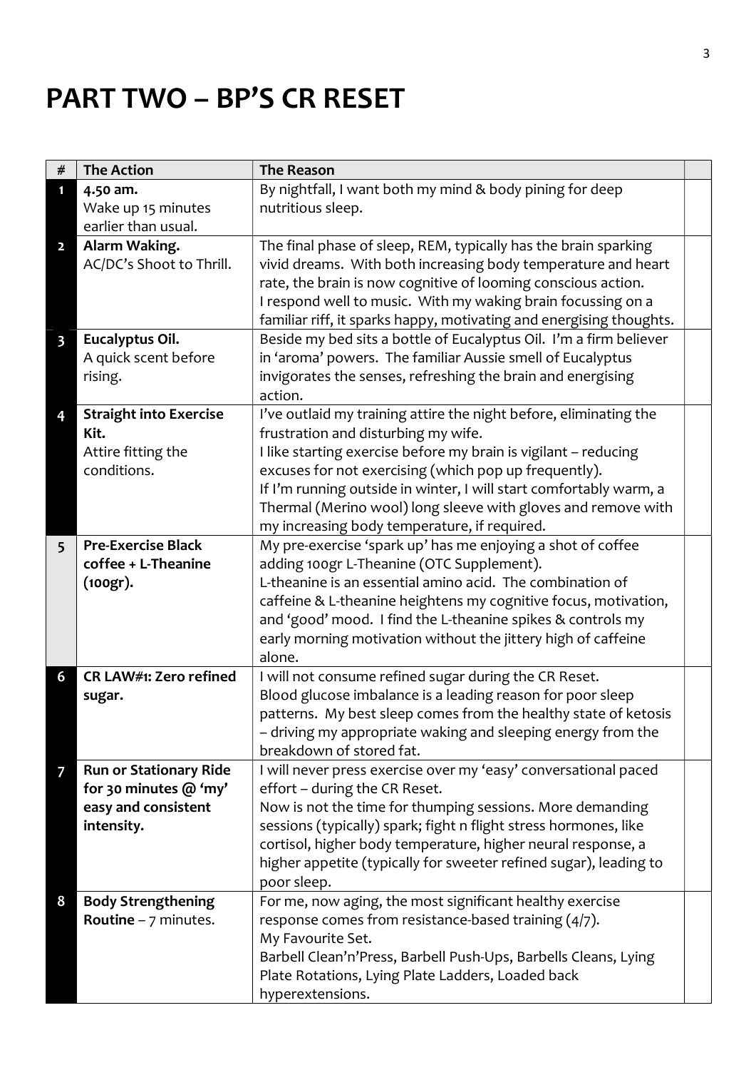# PART TWO – BP'S CR RESET

| # | The Action | The Reason | |
|---|---|---|---|
| 1 | **4.50 am.** Wake up 15 minutes earlier than usual. | By nightfall, I want both my mind & body pining for deep nutritious sleep. | |
| 2 | **Alarm Waking.** AC/DC's Shoot to Thrill. | The final phase of sleep, REM, typically has the brain sparking vivid dreams. With both increasing body temperature and heart rate, the brain is now cognitive of looming conscious action. I respond well to music. With my waking brain focussing on a familiar riff, it sparks happy, motivating and energising thoughts. | |
| 3 | **Eucalyptus Oil.** A quick scent before rising. | Beside my bed sits a bottle of Eucalyptus Oil. I'm a firm believer in 'aroma' powers. The familiar Aussie smell of Eucalyptus invigorates the senses, refreshing the brain and energising action. | |
| 4 | **Straight into Exercise Kit.** Attire fitting the conditions. | I've outlaid my training attire the night before, eliminating the frustration and disturbing my wife. I like starting exercise before my brain is vigilant – reducing excuses for not exercising (which pop up frequently). If I'm running outside in winter, I will start comfortably warm, a Thermal (Merino wool) long sleeve with gloves and remove with my increasing body temperature, if required. | |
| 5 | **Pre-Exercise Black coffee + L-Theanine (100gr).** | My pre-exercise 'spark up' has me enjoying a shot of coffee adding 100gr L-Theanine (OTC Supplement). L-theanine is an essential amino acid. The combination of caffeine & L-theanine heightens my cognitive focus, motivation, and 'good' mood. I find the L-theanine spikes & controls my early morning motivation without the jittery high of caffeine alone. | |
| 6 | **CR LAW#1: Zero refined sugar.** | I will not consume refined sugar during the CR Reset. Blood glucose imbalance is a leading reason for poor sleep patterns. My best sleep comes from the healthy state of ketosis – driving my appropriate waking and sleeping energy from the breakdown of stored fat. | |
| 7 | **Run or Stationary Ride for 30 minutes @ 'my' easy and consistent intensity.** | I will never press exercise over my 'easy' conversational paced effort – during the CR Reset. Now is not the time for thumping sessions. More demanding sessions (typically) spark; fight n flight stress hormones, like cortisol, higher body temperature, higher neural response, a higher appetite (typically for sweeter refined sugar), leading to poor sleep. | |
| 8 | **Body Strengthening Routine** – 7 minutes. | For me, now aging, the most significant healthy exercise response comes from resistance-based training (4/7). My Favourite Set. Barbell Clean'n'Press, Barbell Push-Ups, Barbells Cleans, Lying Plate Rotations, Lying Plate Ladders, Loaded back hyperextensions. | |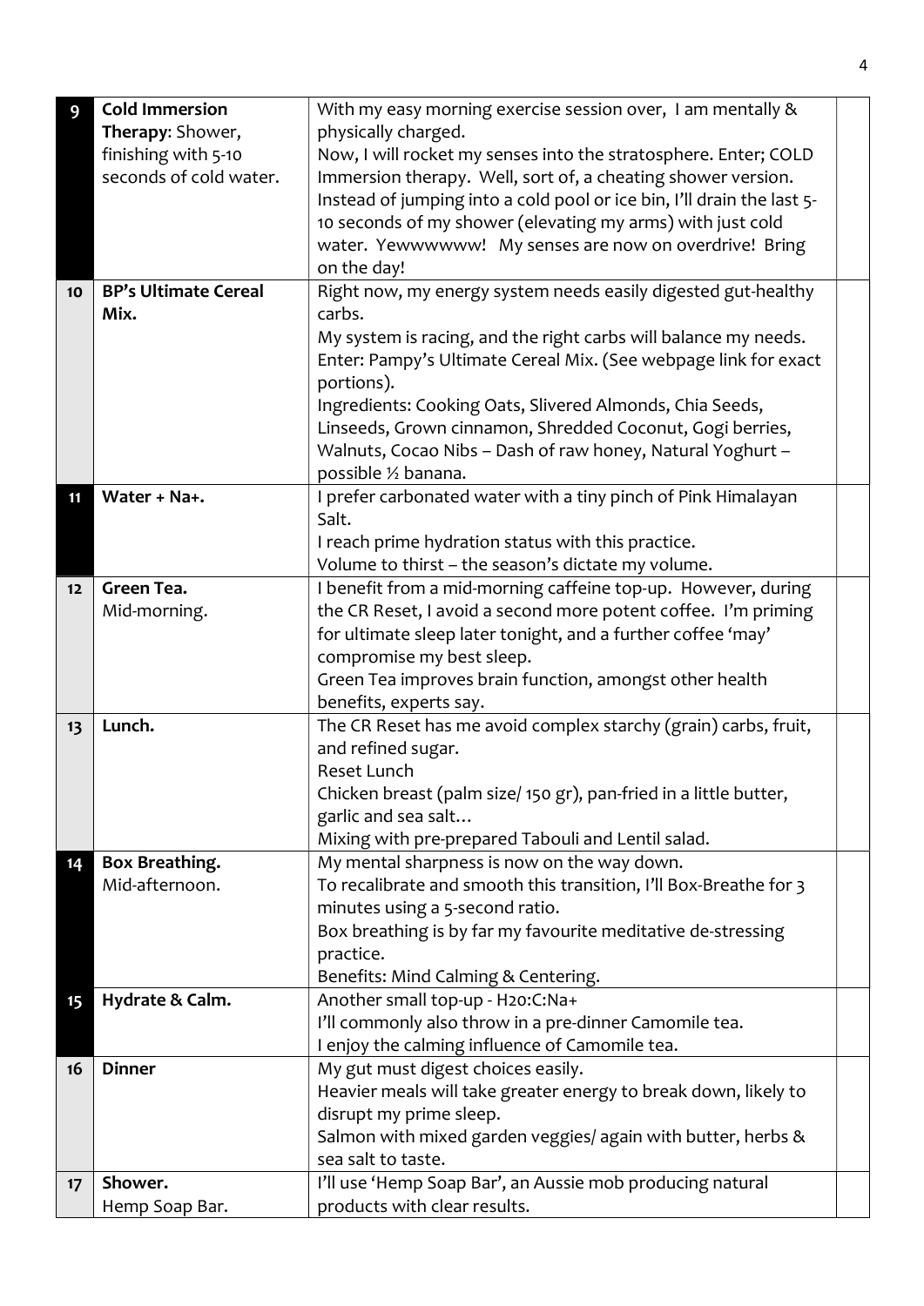| | | | |
|---|---|---|---|
| 9 | **Cold Immersion Therapy**: Shower, finishing with 5-10 seconds of cold water. | With my easy morning exercise session over, I am mentally & physically charged.<br>Now, I will rocket my senses into the stratosphere. Enter; COLD Immersion therapy. Well, sort of, a cheating shower version. Instead of jumping into a cold pool or ice bin, I'll drain the last 5-10 seconds of my shower (elevating my arms) with just cold water. Yewwwwwww! My senses are now on overdrive! Bring on the day! | |
| 10 | **BP's Ultimate Cereal Mix.** | Right now, my energy system needs easily digested gut-healthy carbs.<br>My system is racing, and the right carbs will balance my needs. Enter: Pampy's Ultimate Cereal Mix. (See webpage link for exact portions).<br>Ingredients: Cooking Oats, Slivered Almonds, Chia Seeds, Linseeds, Grown cinnamon, Shredded Coconut, Gogi berries, Walnuts, Cocao Nibs – Dash of raw honey, Natural Yoghurt – possible ½ banana. | |
| 11 | **Water + Na+.** | I prefer carbonated water with a tiny pinch of Pink Himalayan Salt.<br>I reach prime hydration status with this practice.<br>Volume to thirst – the season's dictate my volume. | |
| 12 | **Green Tea.**<br>Mid-morning. | I benefit from a mid-morning caffeine top-up. However, during the CR Reset, I avoid a second more potent coffee. I'm priming for ultimate sleep later tonight, and a further coffee 'may' compromise my best sleep.<br>Green Tea improves brain function, amongst other health benefits, experts say. | |
| 13 | **Lunch.** | The CR Reset has me avoid complex starchy (grain) carbs, fruit, and refined sugar.<br>Reset Lunch<br>Chicken breast (palm size/ 150 gr), pan-fried in a little butter, garlic and sea salt…<br>Mixing with pre-prepared Tabouli and Lentil salad. | |
| 14 | **Box Breathing.**<br>Mid-afternoon. | My mental sharpness is now on the way down.<br>To recalibrate and smooth this transition, I'll Box-Breathe for 3 minutes using a 5-second ratio.<br>Box breathing is by far my favourite meditative de-stressing practice.<br>Benefits: Mind Calming & Centering. | |
| 15 | **Hydrate & Calm.** | Another small top-up - H2o:C:Na+<br>I'll commonly also throw in a pre-dinner Camomile tea.<br>I enjoy the calming influence of Camomile tea. | |
| 16 | **Dinner** | My gut must digest choices easily.<br>Heavier meals will take greater energy to break down, likely to disrupt my prime sleep.<br>Salmon with mixed garden veggies/ again with butter, herbs & sea salt to taste. | |
| 17 | **Shower.**<br>Hemp Soap Bar. | I'll use 'Hemp Soap Bar', an Aussie mob producing natural products with clear results. | |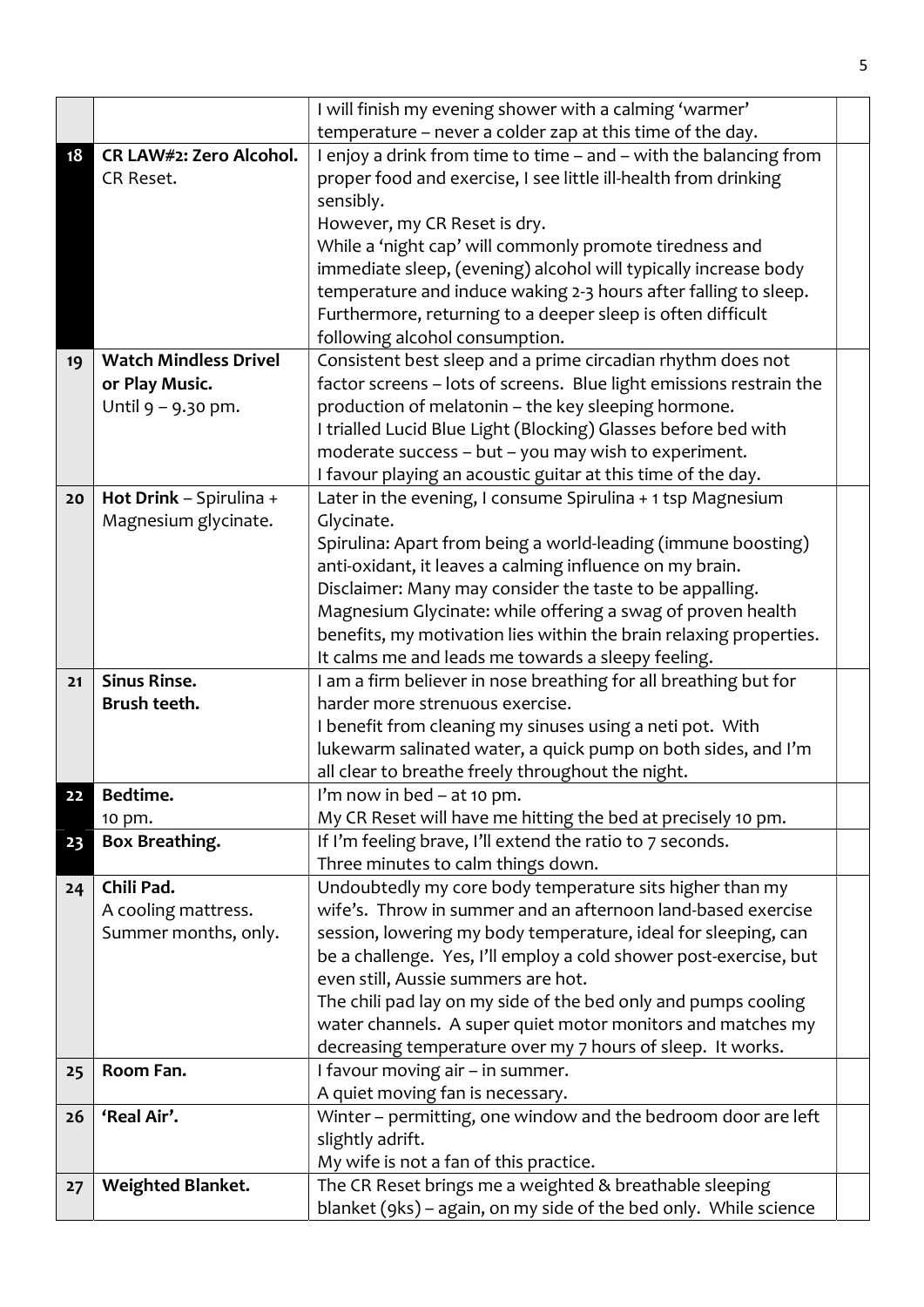| | | | |
|---|---|---|---|
| | | I will finish my evening shower with a calming 'warmer' temperature – never a colder zap at this time of the day. | |
| 18 | **CR LAW#2: Zero Alcohol.** CR Reset. | I enjoy a drink from time to time – and – with the balancing from proper food and exercise, I see little ill-health from drinking sensibly. However, my CR Reset is dry. While a 'night cap' will commonly promote tiredness and immediate sleep, (evening) alcohol will typically increase body temperature and induce waking 2-3 hours after falling to sleep. Furthermore, returning to a deeper sleep is often difficult following alcohol consumption. | |
| 19 | **Watch Mindless Drivel or Play Music.** Until 9 – 9.30 pm. | Consistent best sleep and a prime circadian rhythm does not factor screens – lots of screens. Blue light emissions restrain the production of melatonin – the key sleeping hormone. I trialled Lucid Blue Light (Blocking) Glasses before bed with moderate success – but – you may wish to experiment. I favour playing an acoustic guitar at this time of the day. | |
| 20 | **Hot Drink** – Spirulina + Magnesium glycinate. | Later in the evening, I consume Spirulina + 1 tsp Magnesium Glycinate. Spirulina: Apart from being a world-leading (immune boosting) anti-oxidant, it leaves a calming influence on my brain. Disclaimer: Many may consider the taste to be appalling. Magnesium Glycinate: while offering a swag of proven health benefits, my motivation lies within the brain relaxing properties. It calms me and leads me towards a sleepy feeling. | |
| 21 | **Sinus Rinse. Brush teeth.** | I am a firm believer in nose breathing for all breathing but for harder more strenuous exercise. I benefit from cleaning my sinuses using a neti pot. With lukewarm salinated water, a quick pump on both sides, and I'm all clear to breathe freely throughout the night. | |
| 22 | **Bedtime.** 10 pm. | I'm now in bed – at 10 pm. My CR Reset will have me hitting the bed at precisely 10 pm. | |
| 23 | **Box Breathing.** | If I'm feeling brave, I'll extend the ratio to 7 seconds. Three minutes to calm things down. | |
| 24 | **Chili Pad.** A cooling mattress. Summer months, only. | Undoubtedly my core body temperature sits higher than my wife's. Throw in summer and an afternoon land-based exercise session, lowering my body temperature, ideal for sleeping, can be a challenge. Yes, I'll employ a cold shower post-exercise, but even still, Aussie summers are hot. The chili pad lay on my side of the bed only and pumps cooling water channels. A super quiet motor monitors and matches my decreasing temperature over my 7 hours of sleep. It works. | |
| 25 | **Room Fan.** | I favour moving air – in summer. A quiet moving fan is necessary. | |
| 26 | **'Real Air'.** | Winter – permitting, one window and the bedroom door are left slightly adrift. My wife is not a fan of this practice. | |
| 27 | **Weighted Blanket.** | The CR Reset brings me a weighted & breathable sleeping blanket (9ks) – again, on my side of the bed only. While science | |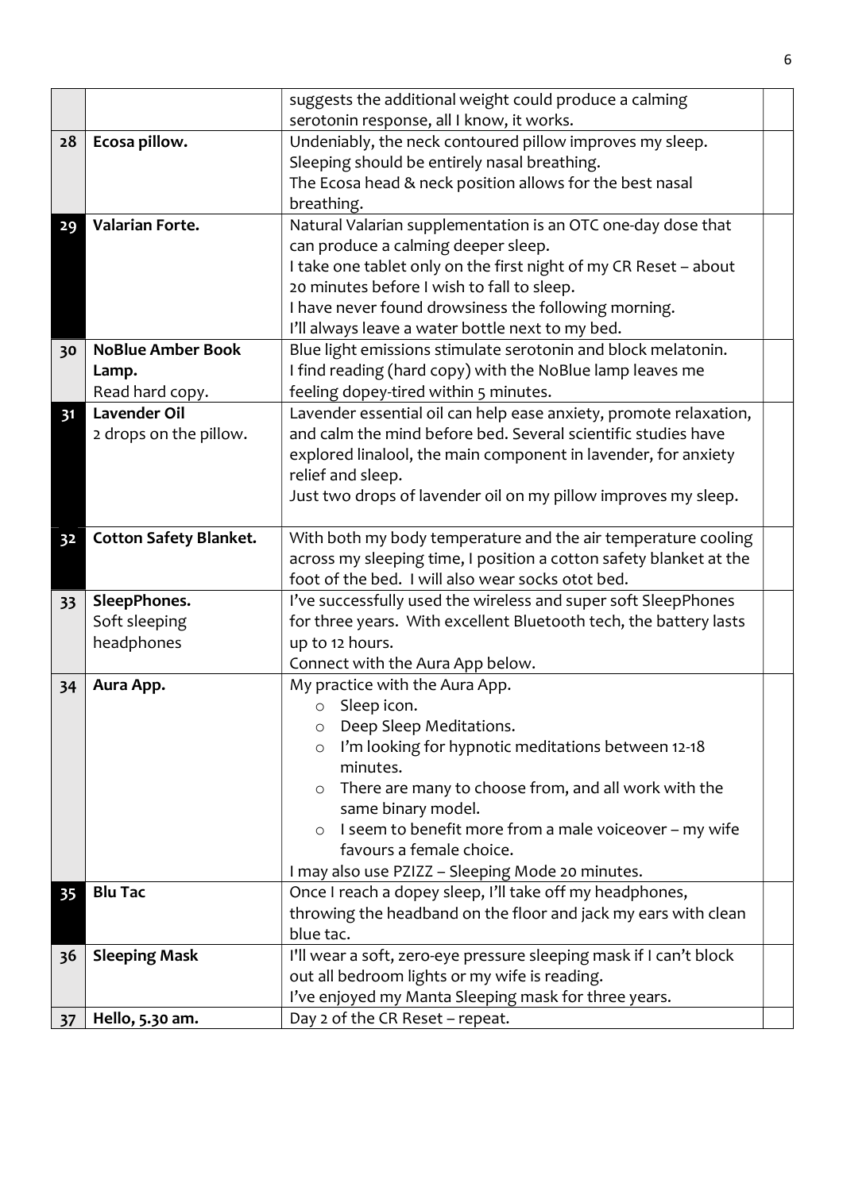| | | | |
|---|---|---|---|
| | | suggests the additional weight could produce a calming serotonin response, all I know, it works. | |
| 28 | **Ecosa pillow.** | Undeniably, the neck contoured pillow improves my sleep.<br>Sleeping should be entirely nasal breathing.<br>The Ecosa head & neck position allows for the best nasal breathing. | |
| 29 | **Valarian Forte.** | Natural Valarian supplementation is an OTC one-day dose that can produce a calming deeper sleep.<br>I take one tablet only on the first night of my CR Reset – about 20 minutes before I wish to fall to sleep.<br>I have never found drowsiness the following morning.<br>I'll always leave a water bottle next to my bed. | |
| 30 | **NoBlue Amber Book Lamp.**<br>Read hard copy. | Blue light emissions stimulate serotonin and block melatonin.<br>I find reading (hard copy) with the NoBlue lamp leaves me feeling dopey-tired within 5 minutes. | |
| 31 | **Lavender Oil**<br>2 drops on the pillow. | Lavender essential oil can help ease anxiety, promote relaxation, and calm the mind before bed. Several scientific studies have explored linalool, the main component in lavender, for anxiety relief and sleep.<br>Just two drops of lavender oil on my pillow improves my sleep. | |
| 32 | **Cotton Safety Blanket.** | With both my body temperature and the air temperature cooling across my sleeping time, I position a cotton safety blanket at the foot of the bed. I will also wear socks otot bed. | |
| 33 | **SleepPhones.**<br>Soft sleeping headphones | I've successfully used the wireless and super soft SleepPhones for three years. With excellent Bluetooth tech, the battery lasts up to 12 hours.<br>Connect with the Aura App below. | |
| 34 | **Aura App.** | My practice with the Aura App.<br>◦ Sleep icon.<br>◦ Deep Sleep Meditations.<br>◦ I'm looking for hypnotic meditations between 12-18 minutes.<br>◦ There are many to choose from, and all work with the same binary model.<br>◦ I seem to benefit more from a male voiceover – my wife favours a female choice.<br>I may also use PZIZZ – Sleeping Mode 20 minutes. | |
| 35 | **Blu Tac** | Once I reach a dopey sleep, I'll take off my headphones, throwing the headband on the floor and jack my ears with clean blue tac. | |
| 36 | **Sleeping Mask** | I'll wear a soft, zero-eye pressure sleeping mask if I can't block out all bedroom lights or my wife is reading.<br>I've enjoyed my Manta Sleeping mask for three years. | |
| 37 | **Hello, 5.30 am.** | Day 2 of the CR Reset – repeat. | |